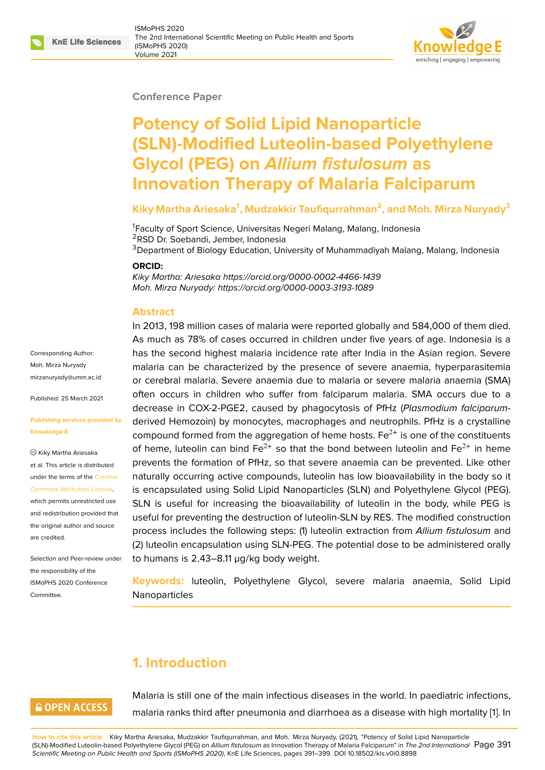Conference Paper

# Potency of Solid Lipid Nanoparticle (SLN)-Modified Luteolin-based Polyethylene Glycol (PEG) on *Allium fistulosum* as Innovation Therapy of Malaria Falciparum

**Kiky Martha Ariesaka[1], Mudzakkir Taufiqurrahman[2], and Moh. Mirza Nuryady[3]**

[1]Faculty of Sport Science, Universitas Negeri Malang, Malang, Indonesia
[2]RSD Dr. Soebandi, Jember, Indonesia
[3]Department of Biology Education, University of Muhammadiyah Malang, Malang, Indonesia

**ORCID:**
*Kiky Martha: Ariesaka https://orcid.org/0000-0002-4466-1439*
*Moh. Mirza Nuryady: https://orcid.org/0000-0003-3193-1089*

Corresponding Author: Moh. Mirza Nuryady mirzanuryady@umm.ac.id

Published: 25 March 2021

Publishing services provided by Knowledge E

© Kiky Martha Ariesaka et al. This article is distributed under the terms of the Creative Commons Attribution License, which permits unrestricted use and redistribution provided that the original author and source are credited.

Selection and Peer-review under the responsibility of the ISMoPHS 2020 Conference Committee.

## Abstract

In 2013, 198 million cases of malaria were reported globally and 584,000 of them died. As much as 78% of cases occurred in children under five years of age. Indonesia is a has the second highest malaria incidence rate after India in the Asian region. Severe malaria can be characterized by the presence of severe anaemia, hyperparasitemia or cerebral malaria. Severe anaemia due to malaria or severe malaria anaemia (SMA) often occurs in children who suffer from falciparum malaria. SMA occurs due to a decrease in COX-2-PGE2, caused by phagocytosis of PfHz (*Plasmodium falciparum*-derived Hemozoin) by monocytes, macrophages and neutrophils. PfHz is a crystalline compound formed from the aggregation of heme hosts. $Fe^{2+}$ is one of the constituents of heme, luteolin can bind $Fe^{2+}$ so that the bond between luteolin and $Fe^{2+}$ in heme prevents the formation of PfHz, so that severe anaemia can be prevented. Like other naturally occurring active compounds, luteolin has low bioavailability in the body so it is encapsulated using Solid Lipid Nanoparticles (SLN) and Polyethylene Glycol (PEG). SLN is useful for increasing the bioavailability of luteolin in the body, while PEG is useful for preventing the destruction of luteolin-SLN by RES. The modified construction process includes the following steps: (1) luteolin extraction from *Allium fistulosum* and (2) luteolin encapsulation using SLN-PEG. The potential dose to be administered orally to humans is 2.43–8.11 μg/kg body weight.

**Keywords:** luteolin, Polyethylene Glycol, severe malaria anaemia, Solid Lipid Nanoparticles

## 1. Introduction

Malaria is still one of the main infectious diseases in the world. In paediatric infections, malaria ranks third after pneumonia and diarrhoea as a disease with high mortality [1]. In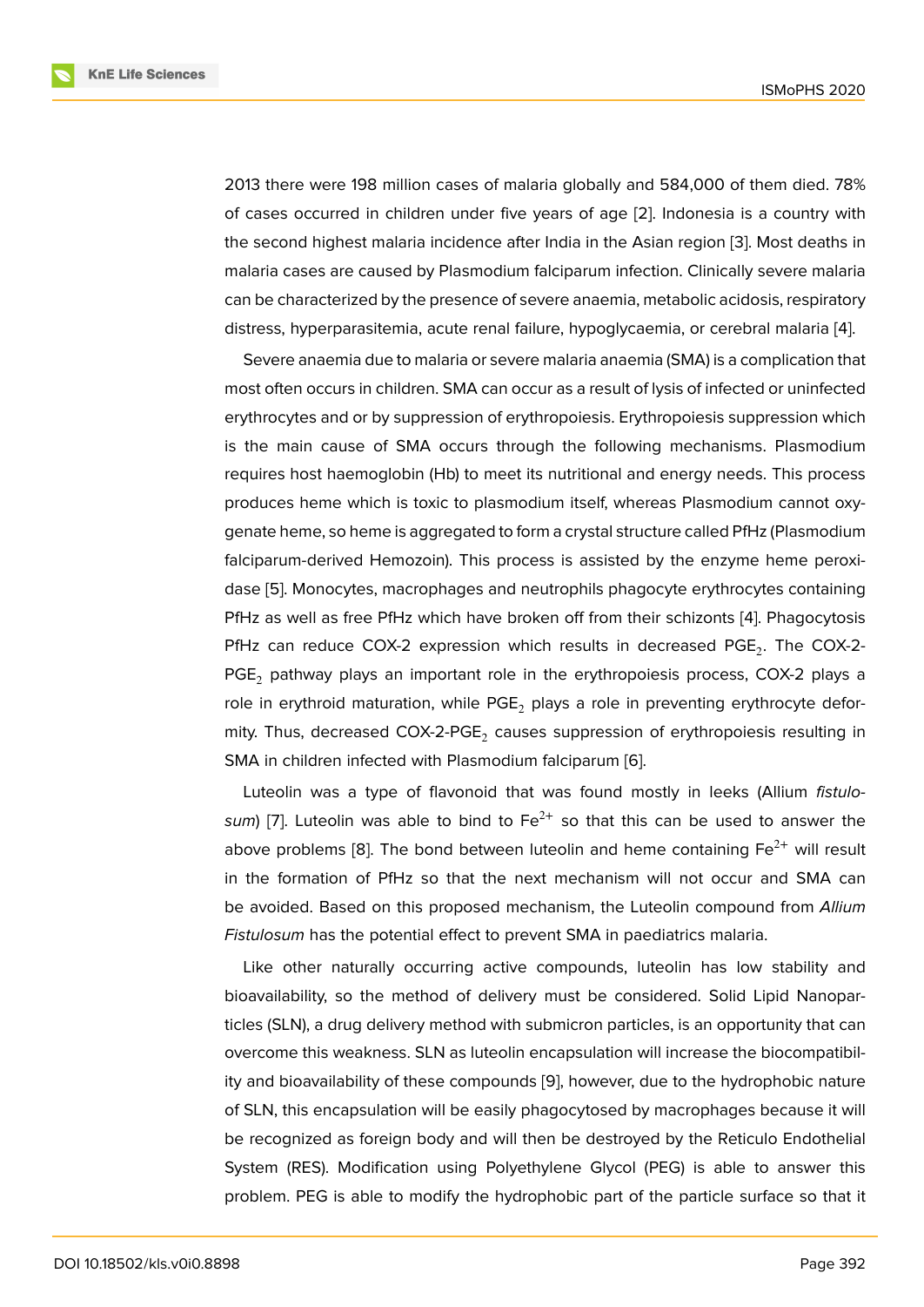2013 there were 198 million cases of malaria globally and 584,000 of them died. 78% of cases occurred in children under five years of age [2]. Indonesia is a country with the second highest malaria incidence after India in the Asian region [3]. Most deaths in malaria cases are caused by Plasmodium falciparum infection. Clinically severe malaria can be characterized by the presence of severe anaemia, metabolic acidosis, respiratory distress, hyperparasitemia, acute renal failure, hypoglycaemia, or cerebral malaria [4].

Severe anaemia due to malaria or severe malaria anaemia (SMA) is a complication that most often occurs in children. SMA can occur as a result of lysis of infected or uninfected erythrocytes and or by suppression of erythropoiesis. Erythropoiesis suppression which is the main cause of SMA occurs through the following mechanisms. Plasmodium requires host haemoglobin (Hb) to meet its nutritional and energy needs. This process produces heme which is toxic to plasmodium itself, whereas Plasmodium cannot oxygenate heme, so heme is aggregated to form a crystal structure called PfHz (Plasmodium falciparum-derived Hemozoin). This process is assisted by the enzyme heme peroxidase [5]. Monocytes, macrophages and neutrophils phagocyte erythrocytes containing PfHz as well as free PfHz which have broken off from their schizonts [4]. Phagocytosis PfHz can reduce COX-2 expression which results in decreased $PGE_2$. The COX-2-$PGE_2$ pathway plays an important role in the erythropoiesis process, COX-2 plays a role in erythroid maturation, while $PGE_2$ plays a role in preventing erythrocyte deformity. Thus, decreased COX-2-$PGE_2$ causes suppression of erythropoiesis resulting in SMA in children infected with Plasmodium falciparum [6].

Luteolin was a type of flavonoid that was found mostly in leeks (Allium *fistulosum*) [7]. Luteolin was able to bind to $Fe^{2+}$ so that this can be used to answer the above problems [8]. The bond between luteolin and heme containing $Fe^{2+}$ will result in the formation of PfHz so that the next mechanism will not occur and SMA can be avoided. Based on this proposed mechanism, the Luteolin compound from *Allium Fistulosum* has the potential effect to prevent SMA in paediatrics malaria.

Like other naturally occurring active compounds, luteolin has low stability and bioavailability, so the method of delivery must be considered. Solid Lipid Nanoparticles (SLN), a drug delivery method with submicron particles, is an opportunity that can overcome this weakness. SLN as luteolin encapsulation will increase the biocompatibility and bioavailability of these compounds [9], however, due to the hydrophobic nature of SLN, this encapsulation will be easily phagocytosed by macrophages because it will be recognized as foreign body and will then be destroyed by the Reticulo Endothelial System (RES). Modification using Polyethylene Glycol (PEG) is able to answer this problem. PEG is able to modify the hydrophobic part of the particle surface so that it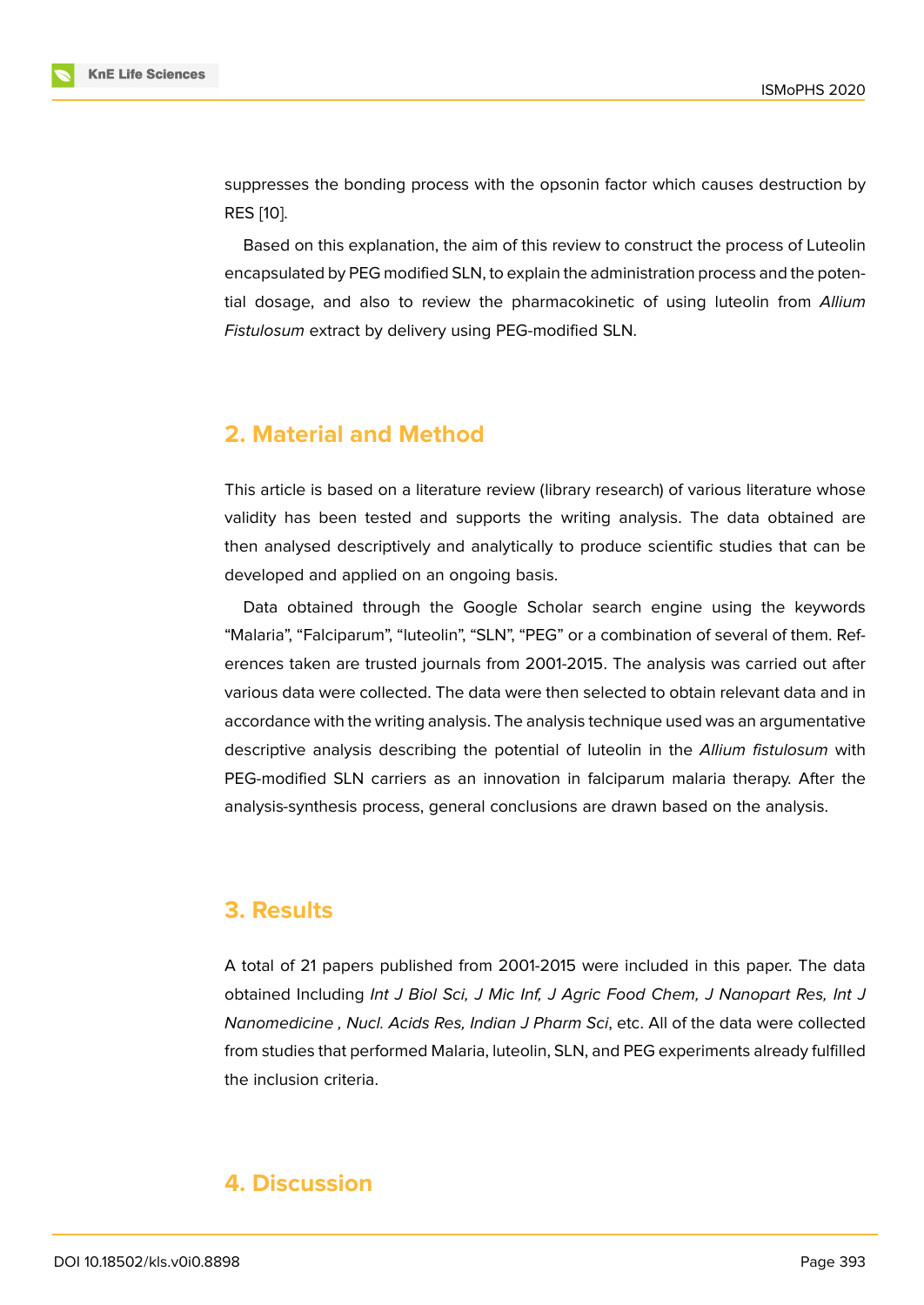suppresses the bonding process with the opsonin factor which causes destruction by RES [10].

Based on this explanation, the aim of this review to construct the process of Luteolin encapsulated by PEG modified SLN, to explain the administration process and the potential dosage, and also to review the pharmacokinetic of using luteolin from *Allium Fistulosum* extract by delivery using PEG-modified SLN.

## 2. Material and Method

This article is based on a literature review (library research) of various literature whose validity has been tested and supports the writing analysis. The data obtained are then analysed descriptively and analytically to produce scientific studies that can be developed and applied on an ongoing basis.

Data obtained through the Google Scholar search engine using the keywords "Malaria", "Falciparum", "luteolin", "SLN", "PEG" or a combination of several of them. References taken are trusted journals from 2001-2015. The analysis was carried out after various data were collected. The data were then selected to obtain relevant data and in accordance with the writing analysis. The analysis technique used was an argumentative descriptive analysis describing the potential of luteolin in the *Allium fistulosum* with PEG-modified SLN carriers as an innovation in falciparum malaria therapy. After the analysis-synthesis process, general conclusions are drawn based on the analysis.

## 3. Results

A total of 21 papers published from 2001-2015 were included in this paper. The data obtained Including *Int J Biol Sci, J Mic Inf, J Agric Food Chem, J Nanopart Res, Int J Nanomedicine , Nucl. Acids Res, Indian J Pharm Sci*, etc. All of the data were collected from studies that performed Malaria, luteolin, SLN, and PEG experiments already fulfilled the inclusion criteria.

## 4. Discussion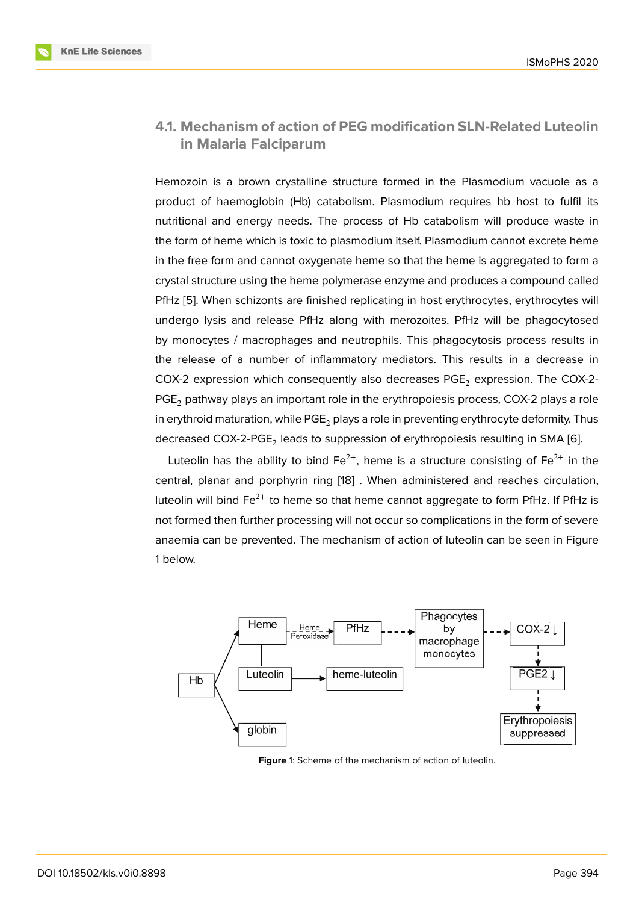### 4.1. Mechanism of action of PEG modification SLN-Related Luteolin in Malaria Falciparum

Hemozoin is a brown crystalline structure formed in the Plasmodium vacuole as a product of haemoglobin (Hb) catabolism. Plasmodium requires hb host to fulfil its nutritional and energy needs. The process of Hb catabolism will produce waste in the form of heme which is toxic to plasmodium itself. Plasmodium cannot excrete heme in the free form and cannot oxygenate heme so that the heme is aggregated to form a crystal structure using the heme polymerase enzyme and produces a compound called PfHz [5]. When schizonts are finished replicating in host erythrocytes, erythrocytes will undergo lysis and release PfHz along with merozoites. PfHz will be phagocytosed by monocytes / macrophages and neutrophils. This phagocytosis process results in the release of a number of inflammatory mediators. This results in a decrease in COX-2 expression which consequently also decreases $PGE_2$ expression. The COX-2-$PGE_2$ pathway plays an important role in the erythropoiesis process, COX-2 plays a role in erythroid maturation, while $PGE_2$ plays a role in preventing erythrocyte deformity. Thus decreased COX-2-$PGE_2$ leads to suppression of erythropoiesis resulting in SMA [6].

Luteolin has the ability to bind $Fe^{2+}$, heme is a structure consisting of $Fe^{2+}$ in the central, planar and porphyrin ring [18] . When administered and reaches circulation, luteolin will bind $Fe^{2+}$ to heme so that heme cannot aggregate to form PfHz. If PfHz is not formed then further processing will not occur so complications in the form of severe anaemia can be prevented. The mechanism of action of luteolin can be seen in Figure 1 below.

**Figure** 1: Scheme of the mechanism of action of luteolin.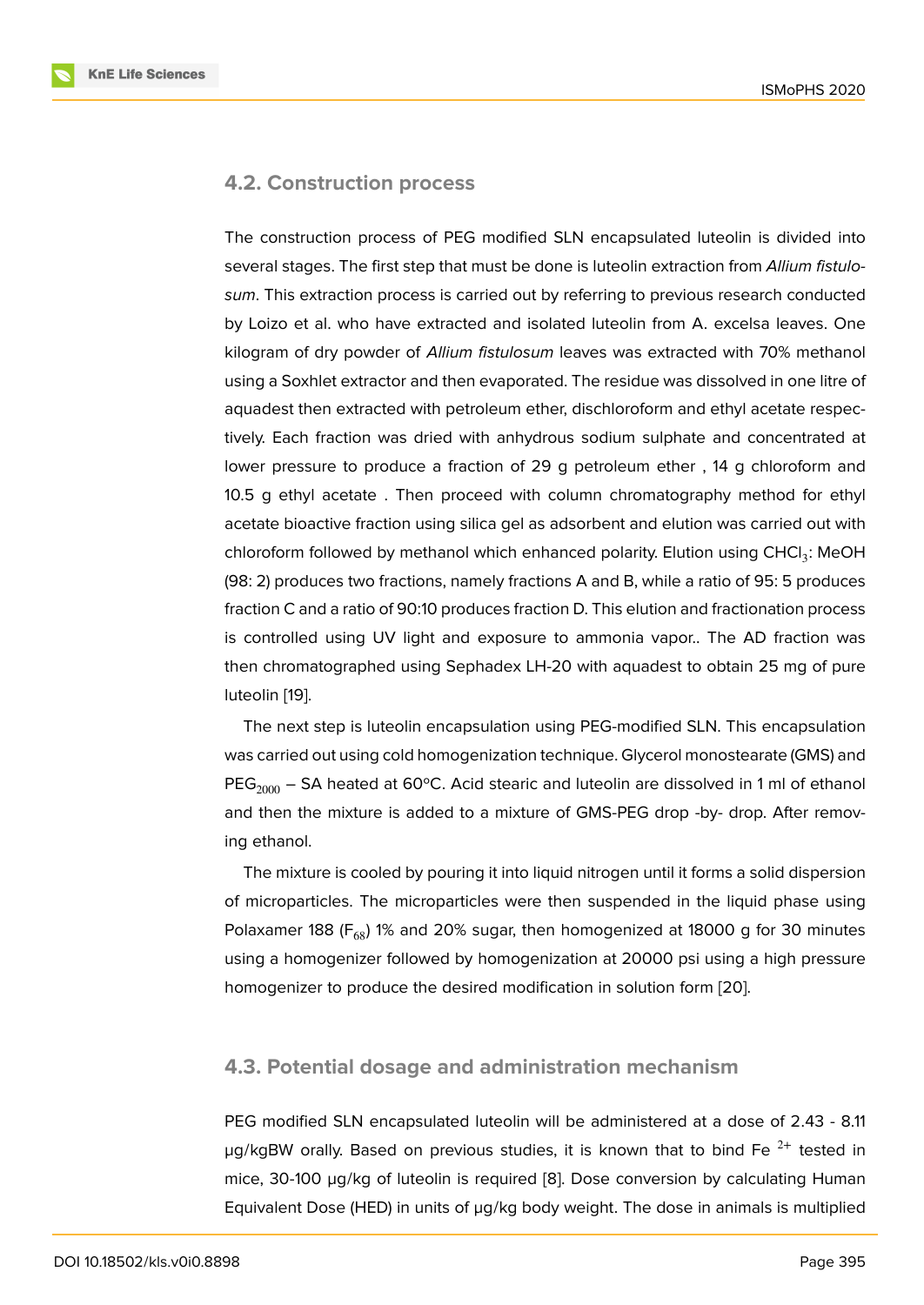## 4.2. Construction process

The construction process of PEG modified SLN encapsulated luteolin is divided into several stages. The first step that must be done is luteolin extraction from *Allium fistulosum*. This extraction process is carried out by referring to previous research conducted by Loizo et al. who have extracted and isolated luteolin from A. excelsa leaves. One kilogram of dry powder of *Allium fistulosum* leaves was extracted with 70% methanol using a Soxhlet extractor and then evaporated. The residue was dissolved in one litre of aquadest then extracted with petroleum ether, dischloroform and ethyl acetate respectively. Each fraction was dried with anhydrous sodium sulphate and concentrated at lower pressure to produce a fraction of 29 g petroleum ether , 14 g chloroform and 10.5 g ethyl acetate . Then proceed with column chromatography method for ethyl acetate bioactive fraction using silica gel as adsorbent and elution was carried out with chloroform followed by methanol which enhanced polarity. Elution using $CHCl_3$: MeOH (98: 2) produces two fractions, namely fractions A and B, while a ratio of 95: 5 produces fraction C and a ratio of 90:10 produces fraction D. This elution and fractionation process is controlled using UV light and exposure to ammonia vapor.. The AD fraction was then chromatographed using Sephadex LH-20 with aquadest to obtain 25 mg of pure luteolin [19].

The next step is luteolin encapsulation using PEG-modified SLN. This encapsulation was carried out using cold homogenization technique. Glycerol monostearate (GMS) and $PEG_{2000}$ – SA heated at 60ºC. Acid stearic and luteolin are dissolved in 1 ml of ethanol and then the mixture is added to a mixture of GMS-PEG drop -by- drop. After removing ethanol.

The mixture is cooled by pouring it into liquid nitrogen until it forms a solid dispersion of microparticles. The microparticles were then suspended in the liquid phase using Polaxamer 188 ($F_{68}$) 1% and 20% sugar, then homogenized at 18000 g for 30 minutes using a homogenizer followed by homogenization at 20000 psi using a high pressure homogenizer to produce the desired modification in solution form [20].

## 4.3. Potential dosage and administration mechanism

PEG modified SLN encapsulated luteolin will be administered at a dose of 2.43 - 8.11 μg/kgBW orally. Based on previous studies, it is known that to bind $Fe^{2+}$ tested in mice, 30-100 μg/kg of luteolin is required [8]. Dose conversion by calculating Human Equivalent Dose (HED) in units of μg/kg body weight. The dose in animals is multiplied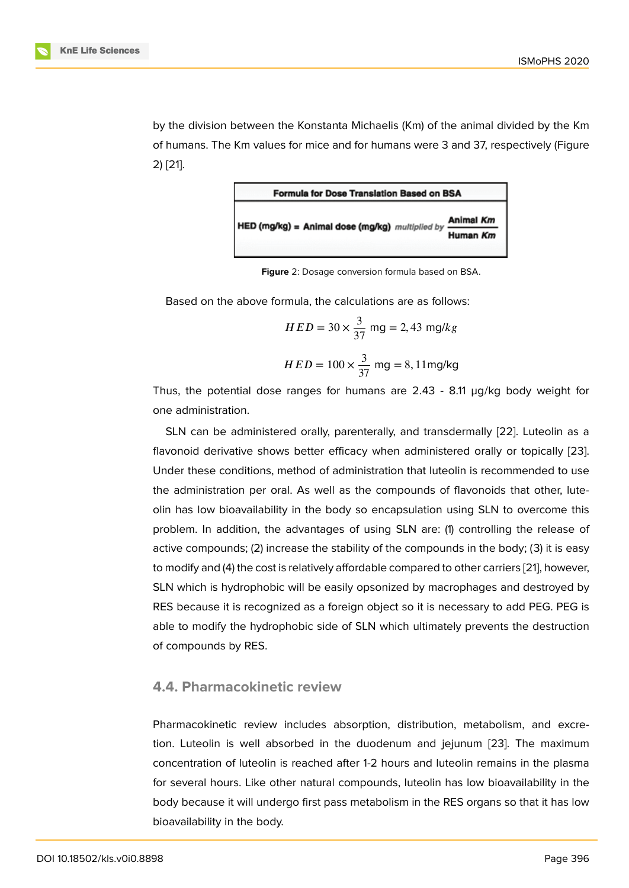by the division between the Konstanta Michaelis (Km) of the animal divided by the Km of humans. The Km values for mice and for humans were 3 and 37, respectively (Figure 2) [21].

| Formula for Dose Translation Based on BSA |
| --- |
| HED (mg/kg) = Animal dose (mg/kg) *multiplied by* $\frac{\text{Animal } Km}{\text{Human } Km}$ |

**Figure** 2: Dosage conversion formula based on BSA.

Based on the above formula, the calculations are as follows:

$$HED = 30 \times \frac{3}{37} \text{ mg} = 2,43 \text{ mg}/kg$$

$$HED = 100 \times \frac{3}{37} \text{ mg} = 8,11 \text{mg/kg}$$

Thus, the potential dose ranges for humans are 2.43 - 8.11 μg/kg body weight for one administration.

SLN can be administered orally, parenterally, and transdermally [22]. Luteolin as a flavonoid derivative shows better efficacy when administered orally or topically [23]. Under these conditions, method of administration that luteolin is recommended to use the administration per oral. As well as the compounds of flavonoids that other, luteolin has low bioavailability in the body so encapsulation using SLN to overcome this problem. In addition, the advantages of using SLN are: (1) controlling the release of active compounds; (2) increase the stability of the compounds in the body; (3) it is easy to modify and (4) the cost is relatively affordable compared to other carriers [21], however, SLN which is hydrophobic will be easily opsonized by macrophages and destroyed by RES because it is recognized as a foreign object so it is necessary to add PEG. PEG is able to modify the hydrophobic side of SLN which ultimately prevents the destruction of compounds by RES.

### 4.4. Pharmacokinetic review

Pharmacokinetic review includes absorption, distribution, metabolism, and excretion. Luteolin is well absorbed in the duodenum and jejunum [23]. The maximum concentration of luteolin is reached after 1-2 hours and luteolin remains in the plasma for several hours. Like other natural compounds, luteolin has low bioavailability in the body because it will undergo first pass metabolism in the RES organs so that it has low bioavailability in the body.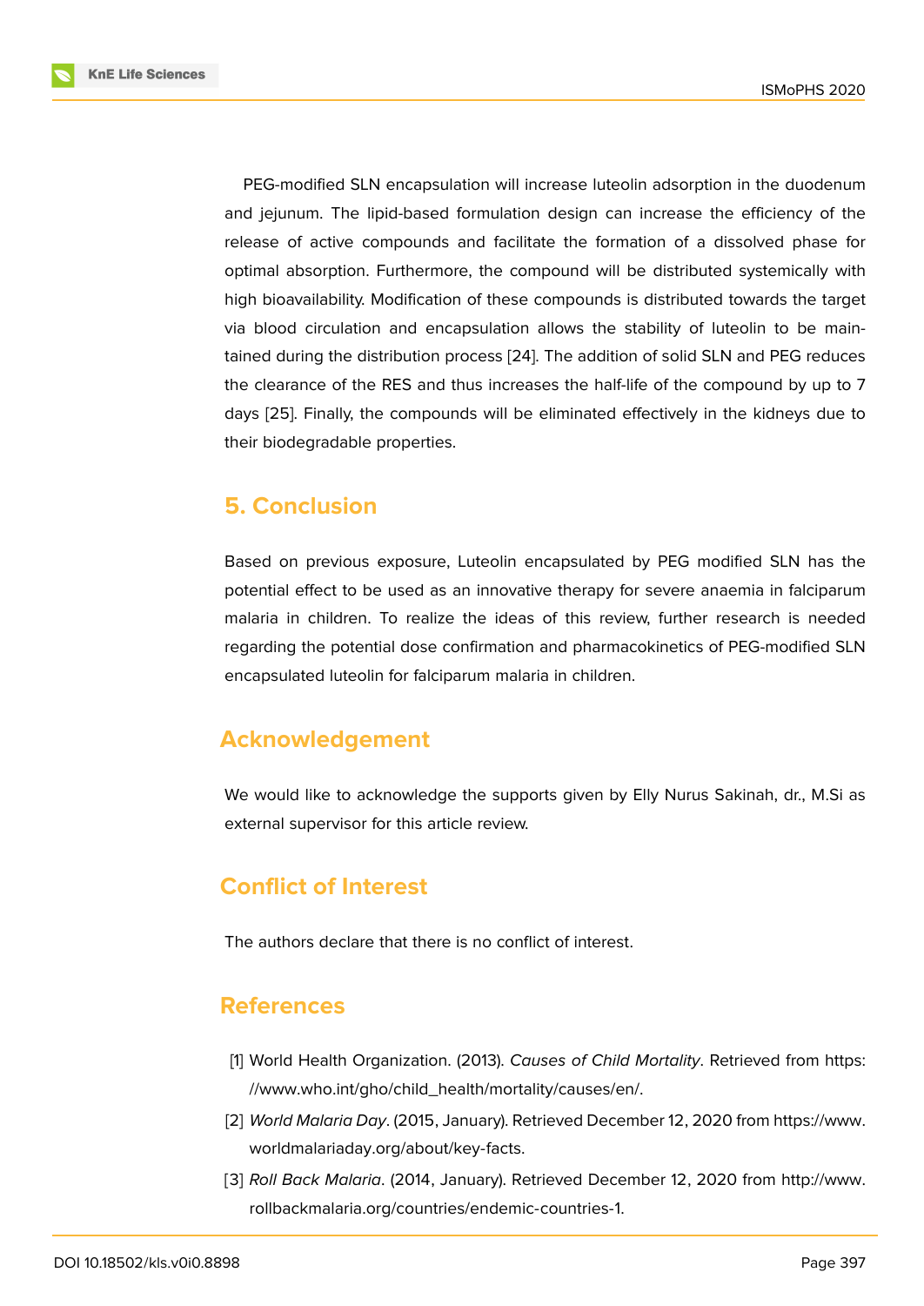PEG-modified SLN encapsulation will increase luteolin adsorption in the duodenum and jejunum. The lipid-based formulation design can increase the efficiency of the release of active compounds and facilitate the formation of a dissolved phase for optimal absorption. Furthermore, the compound will be distributed systemically with high bioavailability. Modification of these compounds is distributed towards the target via blood circulation and encapsulation allows the stability of luteolin to be maintained during the distribution process [24]. The addition of solid SLN and PEG reduces the clearance of the RES and thus increases the half-life of the compound by up to 7 days [25]. Finally, the compounds will be eliminated effectively in the kidneys due to their biodegradable properties.

## 5. Conclusion

Based on previous exposure, Luteolin encapsulated by PEG modified SLN has the potential effect to be used as an innovative therapy for severe anaemia in falciparum malaria in children. To realize the ideas of this review, further research is needed regarding the potential dose confirmation and pharmacokinetics of PEG-modified SLN encapsulated luteolin for falciparum malaria in children.

## Acknowledgement

We would like to acknowledge the supports given by Elly Nurus Sakinah, dr., M.Si as external supervisor for this article review.

## Conflict of Interest

The authors declare that there is no conflict of interest.

## References

[1] World Health Organization. (2013). *Causes of Child Mortality*. Retrieved from https://www.who.int/gho/child_health/mortality/causes/en/.

[2] *World Malaria Day*. (2015, January). Retrieved December 12, 2020 from https://www.worldmalariaday.org/about/key-facts.

[3] *Roll Back Malaria*. (2014, January). Retrieved December 12, 2020 from http://www.rollbackmalaria.org/countries/endemic-countries-1.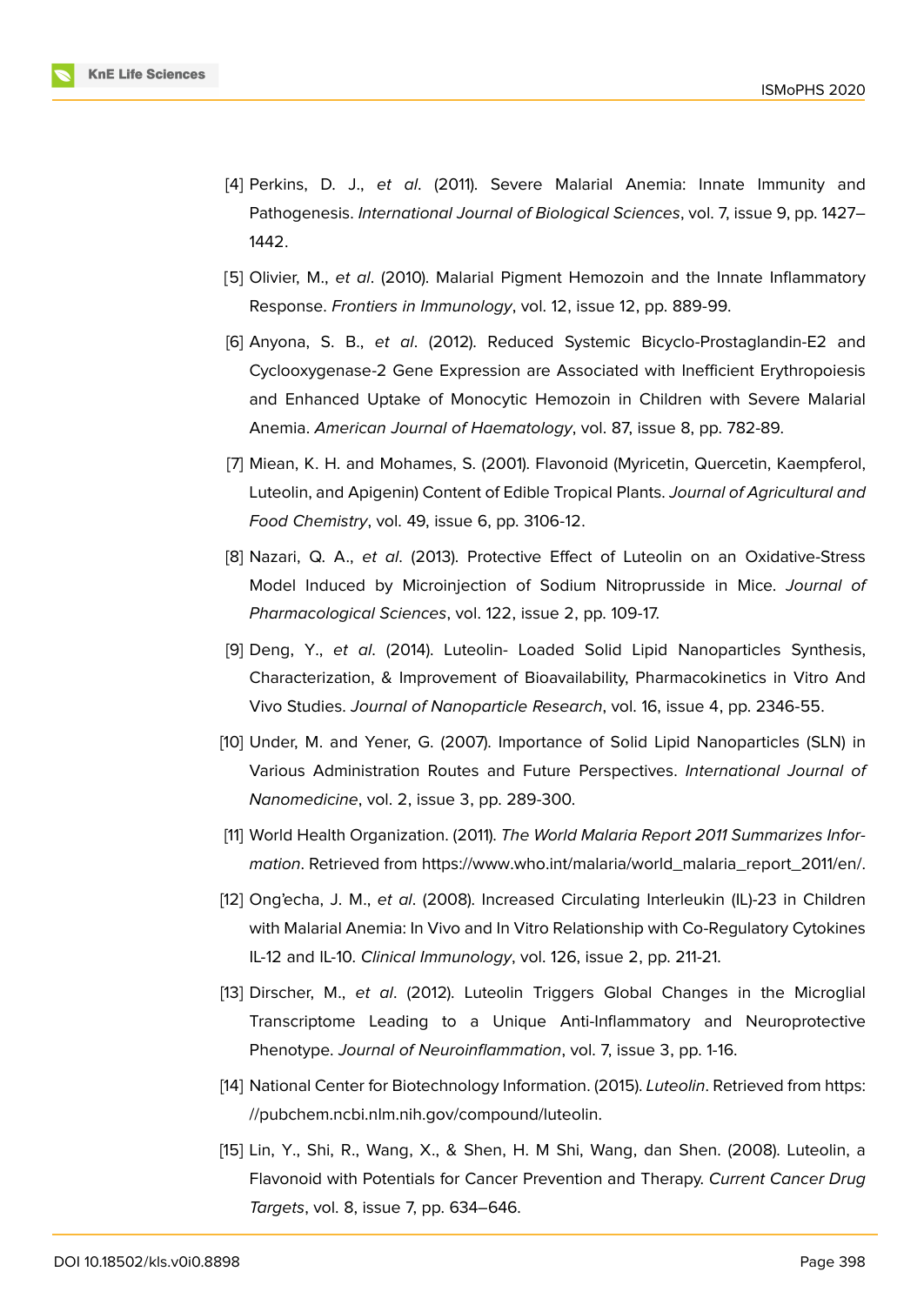[4] Perkins, D. J., *et al*. (2011). Severe Malarial Anemia: Innate Immunity and Pathogenesis. *International Journal of Biological Sciences*, vol. 7, issue 9, pp. 1427–1442.

[5] Olivier, M., *et al*. (2010). Malarial Pigment Hemozoin and the Innate Inflammatory Response. *Frontiers in Immunology*, vol. 12, issue 12, pp. 889-99.

[6] Anyona, S. B., *et al*. (2012). Reduced Systemic Bicyclo-Prostaglandin-E2 and Cyclooxygenase-2 Gene Expression are Associated with Inefficient Erythropoiesis and Enhanced Uptake of Monocytic Hemozoin in Children with Severe Malarial Anemia. *American Journal of Haematology*, vol. 87, issue 8, pp. 782-89.

[7] Miean, K. H. and Mohames, S. (2001). Flavonoid (Myricetin, Quercetin, Kaempferol, Luteolin, and Apigenin) Content of Edible Tropical Plants. *Journal of Agricultural and Food Chemistry*, vol. 49, issue 6, pp. 3106-12.

[8] Nazari, Q. A., *et al*. (2013). Protective Effect of Luteolin on an Oxidative-Stress Model Induced by Microinjection of Sodium Nitroprusside in Mice. *Journal of Pharmacological Sciences*, vol. 122, issue 2, pp. 109-17.

[9] Deng, Y., *et al*. (2014). Luteolin- Loaded Solid Lipid Nanoparticles Synthesis, Characterization, & Improvement of Bioavailability, Pharmacokinetics in Vitro And Vivo Studies. *Journal of Nanoparticle Research*, vol. 16, issue 4, pp. 2346-55.

[10] Under, M. and Yener, G. (2007). Importance of Solid Lipid Nanoparticles (SLN) in Various Administration Routes and Future Perspectives. *International Journal of Nanomedicine*, vol. 2, issue 3, pp. 289-300.

[11] World Health Organization. (2011). *The World Malaria Report 2011 Summarizes Information*. Retrieved from https://www.who.int/malaria/world_malaria_report_2011/en/.

[12] Ong'echa, J. M., *et al*. (2008). Increased Circulating Interleukin (IL)-23 in Children with Malarial Anemia: In Vivo and In Vitro Relationship with Co-Regulatory Cytokines IL-12 and IL-10. *Clinical Immunology*, vol. 126, issue 2, pp. 211-21.

[13] Dirscher, M., *et al*. (2012). Luteolin Triggers Global Changes in the Microglial Transcriptome Leading to a Unique Anti-Inflammatory and Neuroprotective Phenotype. *Journal of Neuroinflammation*, vol. 7, issue 3, pp. 1-16.

[14] National Center for Biotechnology Information. (2015). *Luteolin*. Retrieved from https://pubchem.ncbi.nlm.nih.gov/compound/luteolin.

[15] Lin, Y., Shi, R., Wang, X., & Shen, H. M Shi, Wang, dan Shen. (2008). Luteolin, a Flavonoid with Potentials for Cancer Prevention and Therapy. *Current Cancer Drug Targets*, vol. 8, issue 7, pp. 634–646.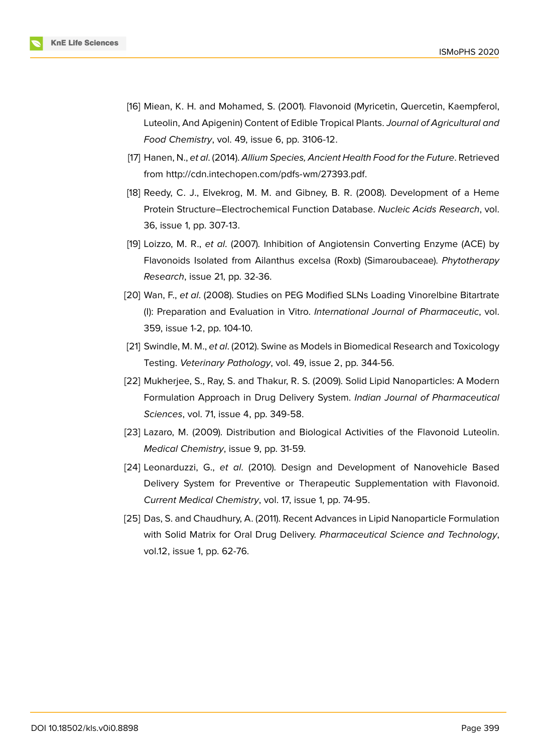[16] Miean, K. H. and Mohamed, S. (2001). Flavonoid (Myricetin, Quercetin, Kaempferol, Luteolin, And Apigenin) Content of Edible Tropical Plants. *Journal of Agricultural and Food Chemistry*, vol. 49, issue 6, pp. 3106-12.

[17] Hanen, N., *et al*. (2014). *Allium Species, Ancient Health Food for the Future*. Retrieved from http://cdn.intechopen.com/pdfs-wm/27393.pdf.

[18] Reedy, C. J., Elvekrog, M. M. and Gibney, B. R. (2008). Development of a Heme Protein Structure–Electrochemical Function Database. *Nucleic Acids Research*, vol. 36, issue 1, pp. 307-13.

[19] Loizzo, M. R., *et al*. (2007). Inhibition of Angiotensin Converting Enzyme (ACE) by Flavonoids Isolated from Ailanthus excelsa (Roxb) (Simaroubaceae). *Phytotherapy Research*, issue 21, pp. 32-36.

[20] Wan, F., *et al*. (2008). Studies on PEG Modified SLNs Loading Vinorelbine Bitartrate (I): Preparation and Evaluation in Vitro. *International Journal of Pharmaceutic*, vol. 359, issue 1-2, pp. 104-10.

[21] Swindle, M. M., *et al*. (2012). Swine as Models in Biomedical Research and Toxicology Testing. *Veterinary Pathology*, vol. 49, issue 2, pp. 344-56.

[22] Mukherjee, S., Ray, S. and Thakur, R. S. (2009). Solid Lipid Nanoparticles: A Modern Formulation Approach in Drug Delivery System. *Indian Journal of Pharmaceutical Sciences*, vol. 71, issue 4, pp. 349-58.

[23] Lazaro, M. (2009). Distribution and Biological Activities of the Flavonoid Luteolin. *Medical Chemistry*, issue 9, pp. 31-59.

[24] Leonarduzzi, G., *et al*. (2010). Design and Development of Nanovehicle Based Delivery System for Preventive or Therapeutic Supplementation with Flavonoid. *Current Medical Chemistry*, vol. 17, issue 1, pp. 74-95.

[25] Das, S. and Chaudhury, A. (2011). Recent Advances in Lipid Nanoparticle Formulation with Solid Matrix for Oral Drug Delivery. *Pharmaceutical Science and Technology*, vol.12, issue 1, pp. 62-76.